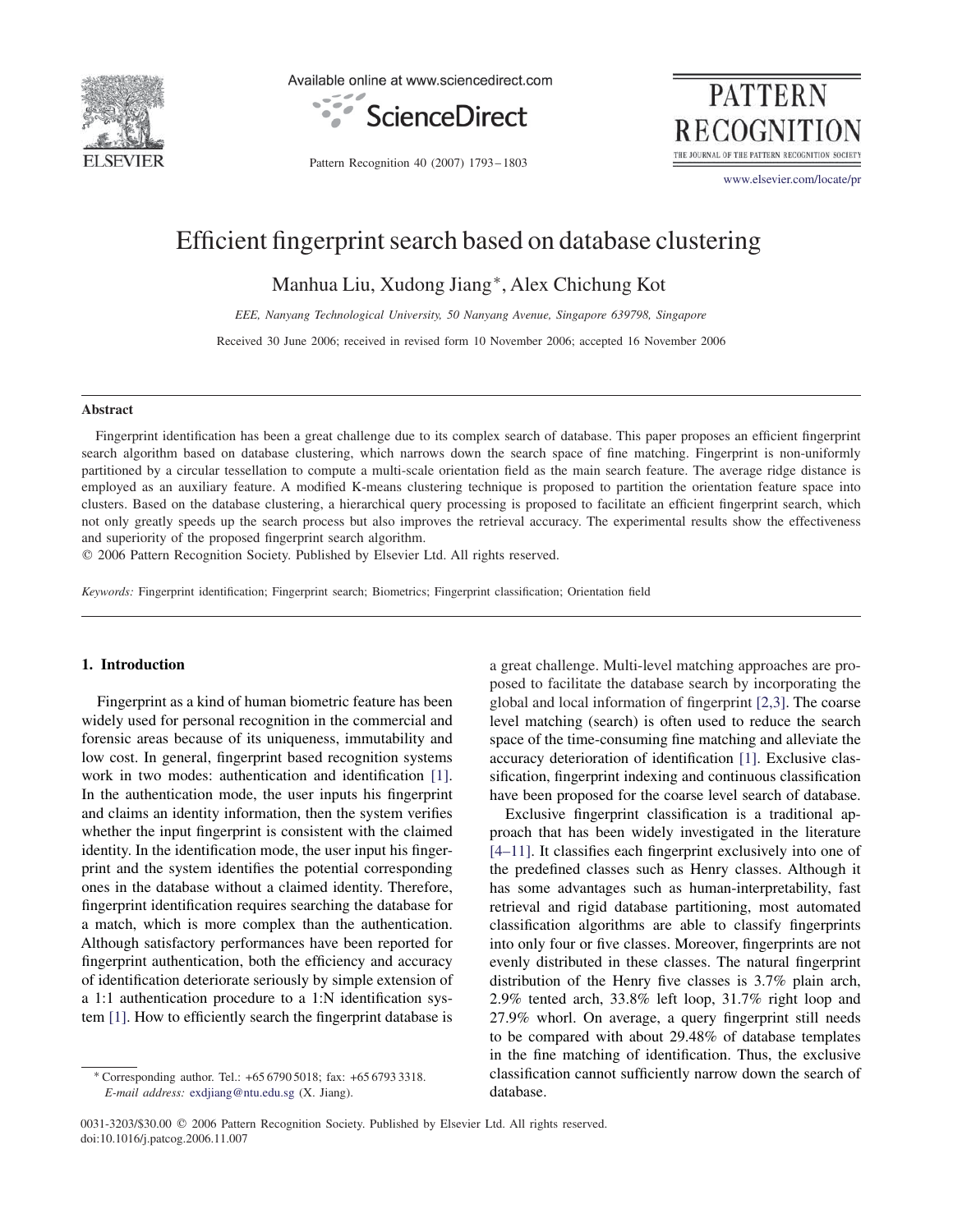# Efficient fingerprint search based on database clustering

Manhua Liu, Xudong Jiang*, Alex Chichung Kot

*EEE, Nanyang Technological University, 50 Nanyang Avenue, Singapore 639798, Singapore*

Received 30 June 2006; received in revised form 10 November 2006; accepted 16 November 2006

## Abstract

Fingerprint identification has been a great challenge due to its complex search of database. This paper proposes an efficient fingerprint search algorithm based on database clustering, which narrows down the search space of fine matching. Fingerprint is non-uniformly partitioned by a circular tessellation to compute a multi-scale orientation field as the main search feature. The average ridge distance is employed as an auxiliary feature. A modified K-means clustering technique is proposed to partition the orientation feature space into clusters. Based on the database clustering, a hierarchical query processing is proposed to facilitate an efficient fingerprint search, which not only greatly speeds up the search process but also improves the retrieval accuracy. The experimental results show the effectiveness and superiority of the proposed fingerprint search algorithm.

© 2006 Pattern Recognition Society. Published by Elsevier Ltd. All rights reserved.

*Keywords:* Fingerprint identification; Fingerprint search; Biometrics; Fingerprint classification; Orientation field

## 1. Introduction

Fingerprint as a kind of human biometric feature has been widely used for personal recognition in the commercial and forensic areas because of its uniqueness, immutability and low cost. In general, fingerprint based recognition systems work in two modes: authentication and identification [1]. In the authentication mode, the user inputs his fingerprint and claims an identity information, then the system verifies whether the input fingerprint is consistent with the claimed identity. In the identification mode, the user input his fingerprint and the system identifies the potential corresponding ones in the database without a claimed identity. Therefore, fingerprint identification requires searching the database for a match, which is more complex than the authentication. Although satisfactory performances have been reported for fingerprint authentication, both the efficiency and accuracy of identification deteriorate seriously by simple extension of a 1:1 authentication procedure to a 1:N identification system [1]. How to efficiently search the fingerprint database is a great challenge. Multi-level matching approaches are proposed to facilitate the database search by incorporating the global and local information of fingerprint [2,3]. The coarse level matching (search) is often used to reduce the search space of the time-consuming fine matching and alleviate the accuracy deterioration of identification [1]. Exclusive classification, fingerprint indexing and continuous classification have been proposed for the coarse level search of database.

Exclusive fingerprint classification is a traditional approach that has been widely investigated in the literature [4–11]. It classifies each fingerprint exclusively into one of the predefined classes such as Henry classes. Although it has some advantages such as human-interpretability, fast retrieval and rigid database partitioning, most automated classification algorithms are able to classify fingerprints into only four or five classes. Moreover, fingerprints are not evenly distributed in these classes. The natural fingerprint distribution of the Henry five classes is 3.7% plain arch, 2.9% tented arch, 33.8% left loop, 31.7% right loop and 27.9% whorl. On average, a query fingerprint still needs to be compared with about 29.48% of database templates in the fine matching of identification. Thus, the exclusive classification cannot sufficiently narrow down the search of database.

* Corresponding author. Tel.: +65 6790 5018; fax: +65 6793 3318.
*E-mail address:* exdjiang@ntu.edu.sg (X. Jiang).

0031-3203/$30.00 © 2006 Pattern Recognition Society. Published by Elsevier Ltd. All rights reserved.
doi:10.1016/j.patcog.2006.11.007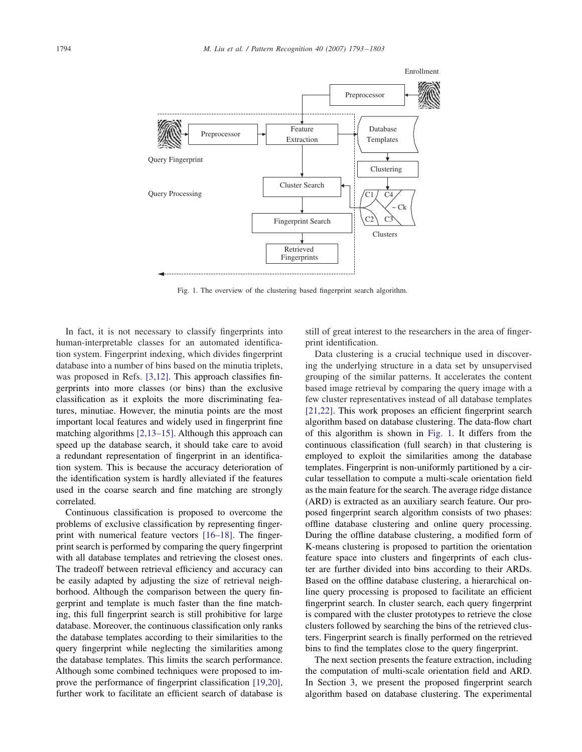Fig. 1. The overview of the clustering based fingerprint search algorithm.

In fact, it is not necessary to classify fingerprints into human-interpretable classes for an automated identification system. Fingerprint indexing, which divides fingerprint database into a number of bins based on the minutia triplets, was proposed in Refs. [3,12]. This approach classifies fingerprints into more classes (or bins) than the exclusive classification as it exploits the more discriminating features, minutiae. However, the minutia points are the most important local features and widely used in fingerprint fine matching algorithms [2,13–15]. Although this approach can speed up the database search, it should take care to avoid a redundant representation of fingerprint in an identification system. This is because the accuracy deterioration of the identification system is hardly alleviated if the features used in the coarse search and fine matching are strongly correlated.

Continuous classification is proposed to overcome the problems of exclusive classification by representing fingerprint with numerical feature vectors [16–18]. The fingerprint search is performed by comparing the query fingerprint with all database templates and retrieving the closest ones. The tradeoff between retrieval efficiency and accuracy can be easily adapted by adjusting the size of retrieval neighborhood. Although the comparison between the query fingerprint and template is much faster than the fine matching, this full fingerprint search is still prohibitive for large database. Moreover, the continuous classification only ranks the database templates according to their similarities to the query fingerprint while neglecting the similarities among the database templates. This limits the search performance. Although some combined techniques were proposed to improve the performance of fingerprint classification [19,20], further work to facilitate an efficient search of database is still of great interest to the researchers in the area of fingerprint identification.

Data clustering is a crucial technique used in discovering the underlying structure in a data set by unsupervised grouping of the similar patterns. It accelerates the content based image retrieval by comparing the query image with a few cluster representatives instead of all database templates [21,22]. This work proposes an efficient fingerprint search algorithm based on database clustering. The data-flow chart of this algorithm is shown in Fig. 1. It differs from the continuous classification (full search) in that clustering is employed to exploit the similarities among the database templates. Fingerprint is non-uniformly partitioned by a circular tessellation to compute a multi-scale orientation field as the main feature for the search. The average ridge distance (ARD) is extracted as an auxiliary search feature. Our proposed fingerprint search algorithm consists of two phases: offline database clustering and online query processing. During the offline database clustering, a modified form of K-means clustering is proposed to partition the orientation feature space into clusters and fingerprints of each cluster are further divided into bins according to their ARDs. Based on the offline database clustering, a hierarchical online query processing is proposed to facilitate an efficient fingerprint search. In cluster search, each query fingerprint is compared with the cluster prototypes to retrieve the close clusters followed by searching the bins of the retrieved clusters. Fingerprint search is finally performed on the retrieved bins to find the templates close to the query fingerprint.

The next section presents the feature extraction, including the computation of multi-scale orientation field and ARD. In Section 3, we present the proposed fingerprint search algorithm based on database clustering. The experimental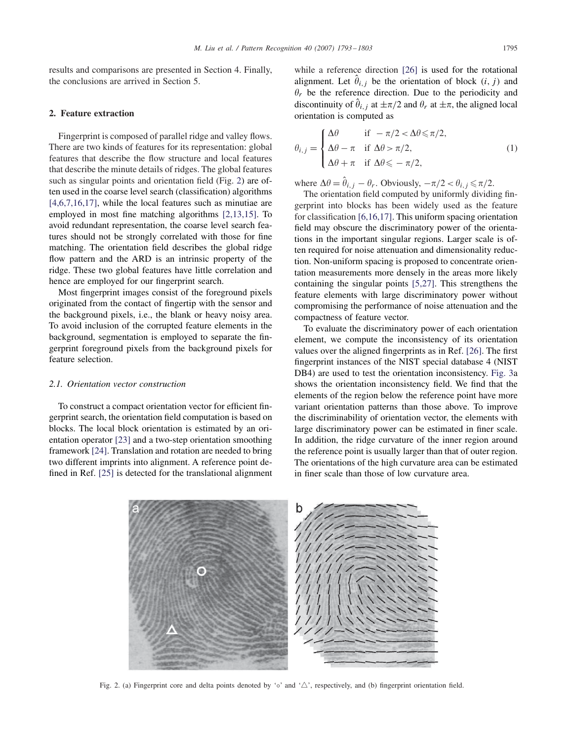results and comparisons are presented in Section 4. Finally, the conclusions are arrived in Section 5.

## 2. Feature extraction

Fingerprint is composed of parallel ridge and valley flows. There are two kinds of features for its representation: global features that describe the flow structure and local features that describe the minute details of ridges. The global features such as singular points and orientation field (Fig. 2) are often used in the coarse level search (classification) algorithms [4,6,7,16,17], while the local features such as minutiae are employed in most fine matching algorithms [2,13,15]. To avoid redundant representation, the coarse level search features should not be strongly correlated with those for fine matching. The orientation field describes the global ridge flow pattern and the ARD is an intrinsic property of the ridge. These two global features have little correlation and hence are employed for our fingerprint search.

Most fingerprint images consist of the foreground pixels originated from the contact of fingertip with the sensor and the background pixels, i.e., the blank or heavy noisy area. To avoid inclusion of the corrupted feature elements in the background, segmentation is employed to separate the fingerprint foreground pixels from the background pixels for feature selection.

### 2.1. Orientation vector construction

To construct a compact orientation vector for efficient fingerprint search, the orientation field computation is based on blocks. The local block orientation is estimated by an orientation operator [23] and a two-step orientation smoothing framework [24]. Translation and rotation are needed to bring two different imprints into alignment. A reference point defined in Ref. [25] is detected for the translational alignment while a reference direction [26] is used for the rotational alignment. Let $\hat{\theta}_{i,j}$ be the orientation of block $(i, j)$ and $\theta_r$ be the reference direction. Due to the periodicity and discontinuity of $\hat{\theta}_{i,j}$ at $\pm\pi/2$ and $\theta_r$ at $\pm\pi$, the aligned local orientation is computed as

$$\theta_{i,j} = \begin{cases} \Delta\theta & \text{if } -\pi/2 < \Delta\theta \leqslant \pi/2, \\ \Delta\theta - \pi & \text{if } \Delta\theta > \pi/2, \\ \Delta\theta + \pi & \text{if } \Delta\theta \leqslant -\pi/2, \end{cases} \tag{1}$$

where $\Delta\theta = \hat{\theta}_{i,j} - \theta_r$. Obviously, $-\pi/2 < \theta_{i,j} \leqslant \pi/2$.

The orientation field computed by uniformly dividing fingerprint into blocks has been widely used as the feature for classification [6,16,17]. This uniform spacing orientation field may obscure the discriminatory power of the orientations in the important singular regions. Larger scale is often required for noise attenuation and dimensionality reduction. Non-uniform spacing is proposed to concentrate orientation measurements more densely in the areas more likely containing the singular points [5,27]. This strengthens the feature elements with large discriminatory power without compromising the performance of noise attenuation and the compactness of feature vector.

To evaluate the discriminatory power of each orientation element, we compute the inconsistency of its orientation values over the aligned fingerprints as in Ref. [26]. The first fingerprint instances of the NIST special database 4 (NIST DB4) are used to test the orientation inconsistency. Fig. 3a shows the orientation inconsistency field. We find that the elements of the region below the reference point have more variant orientation patterns than those above. To improve the discriminability of orientation vector, the elements with large discriminatory power can be estimated in finer scale. In addition, the ridge curvature of the inner region around the reference point is usually larger than that of outer region. The orientations of the high curvature area can be estimated in finer scale than those of low curvature area.

Fig. 2. (a) Fingerprint core and delta points denoted by '∘' and '△', respectively, and (b) fingerprint orientation field.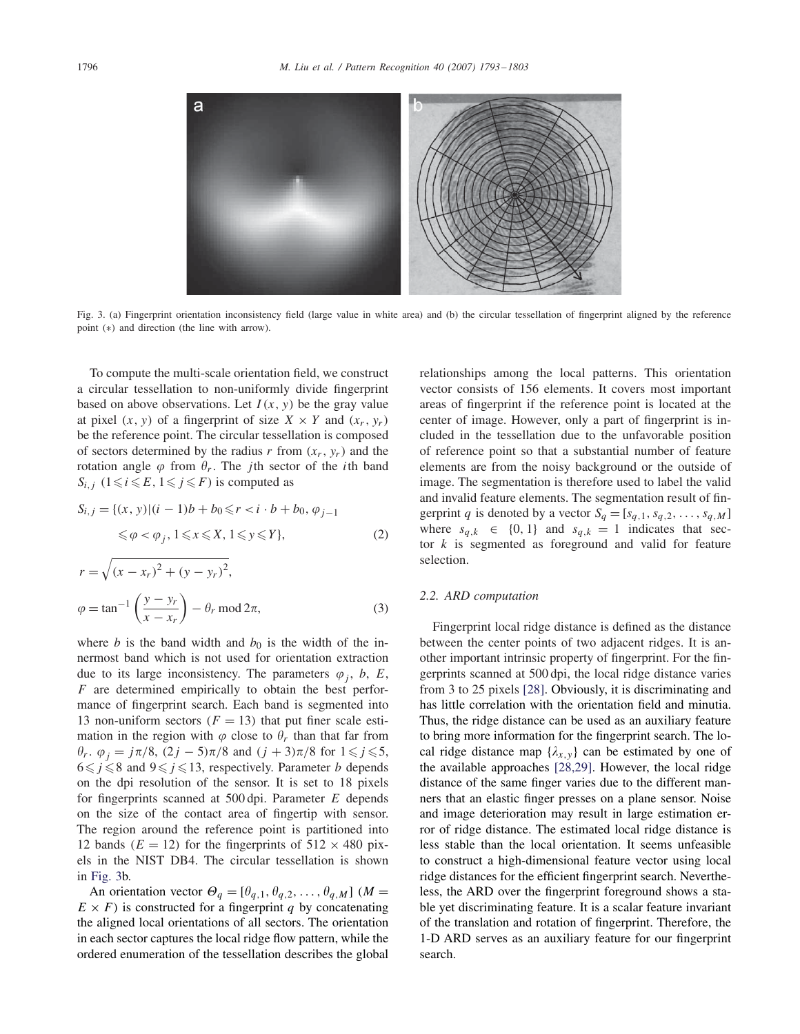Fig. 3. (a) Fingerprint orientation inconsistency field (large value in white area) and (b) the circular tessellation of fingerprint aligned by the reference point (∗) and direction (the line with arrow).

To compute the multi-scale orientation field, we construct a circular tessellation to non-uniformly divide fingerprint based on above observations. Let $I(x, y)$ be the gray value at pixel $(x, y)$ of a fingerprint of size $X \times Y$ and $(x_r, y_r)$ be the reference point. The circular tessellation is composed of sectors determined by the radius $r$ from $(x_r, y_r)$ and the rotation angle $\varphi$ from $\theta_r$. The $j$th sector of the $i$th band $S_{i,j}$ $(1 \leqslant i \leqslant E, 1 \leqslant j \leqslant F)$ is computed as

$$S_{i,j} = \{(x, y) | (i-1)b + b_0 \leqslant r < i \cdot b + b_0, \varphi_{j-1} \leqslant \varphi < \varphi_j, 1 \leqslant x \leqslant X, 1 \leqslant y \leqslant Y\}, \tag{2}$$

$$r = \sqrt{(x - x_r)^2 + (y - y_r)^2},$$

$$\varphi = \tan^{-1}\left(\frac{y - y_r}{x - x_r}\right) - \theta_r \bmod 2\pi, \tag{3}$$

where $b$ is the band width and $b_0$ is the width of the innermost band which is not used for orientation extraction due to its large inconsistency. The parameters $\varphi_j$, $b$, $E$, $F$ are determined empirically to obtain the best performance of fingerprint search. Each band is segmented into 13 non-uniform sectors ($F = 13$) that put finer scale estimation in the region with $\varphi$ close to $\theta_r$ than that far from $\theta_r$. $\varphi_j = j\pi/8$, $(2j-5)\pi/8$ and $(j+3)\pi/8$ for $1 \leqslant j \leqslant 5$, $6 \leqslant j \leqslant 8$ and $9 \leqslant j \leqslant 13$, respectively. Parameter $b$ depends on the dpi resolution of the sensor. It is set to 18 pixels for fingerprints scanned at 500 dpi. Parameter $E$ depends on the size of the contact area of fingertip with sensor. The region around the reference point is partitioned into 12 bands ($E = 12$) for the fingerprints of $512 \times 480$ pixels in the NIST DB4. The circular tessellation is shown in Fig. 3b.

An orientation vector $\Theta_q = [\theta_{q,1}, \theta_{q,2}, \ldots, \theta_{q,M}]$ ($M = E \times F$) is constructed for a fingerprint $q$ by concatenating the aligned local orientations of all sectors. The orientation in each sector captures the local ridge flow pattern, while the ordered enumeration of the tessellation describes the global relationships among the local patterns. This orientation vector consists of 156 elements. It covers most important areas of fingerprint if the reference point is located at the center of image. However, only a part of fingerprint is included in the tessellation due to the unfavorable position of reference point so that a substantial number of feature elements are from the noisy background or the outside of image. The segmentation is therefore used to label the valid and invalid feature elements. The segmentation result of fingerprint $q$ is denoted by a vector $S_q = [s_{q,1}, s_{q,2}, \ldots, s_{q,M}]$ where $s_{q,k} \in \{0, 1\}$ and $s_{q,k} = 1$ indicates that sector $k$ is segmented as foreground and valid for feature selection.

### 2.2. ARD computation

Fingerprint local ridge distance is defined as the distance between the center points of two adjacent ridges. It is another important intrinsic property of fingerprint. For the fingerprints scanned at 500 dpi, the local ridge distance varies from 3 to 25 pixels [28]. Obviously, it is discriminating and has little correlation with the orientation field and minutia. Thus, the ridge distance can be used as an auxiliary feature to bring more information for the fingerprint search. The local ridge distance map $\{\lambda_{x,y}\}$ can be estimated by one of the available approaches [28,29]. However, the local ridge distance of the same finger varies due to the different manners that an elastic finger presses on a plane sensor. Noise and image deterioration may result in large estimation error of ridge distance. The estimated local ridge distance is less stable than the local orientation. It seems unfeasible to construct a high-dimensional feature vector using local ridge distances for the efficient fingerprint search. Nevertheless, the ARD over the fingerprint foreground shows a stable yet discriminating feature. It is a scalar feature invariant of the translation and rotation of fingerprint. Therefore, the 1-D ARD serves as an auxiliary feature for our fingerprint search.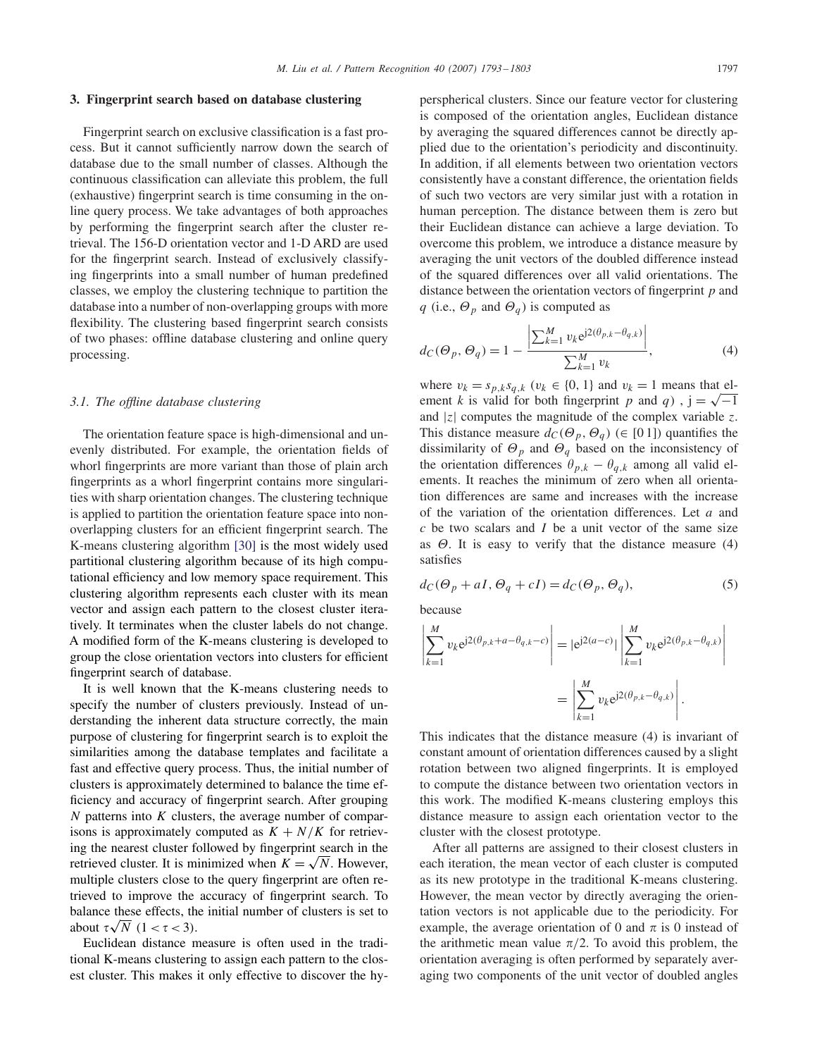## 3. Fingerprint search based on database clustering

Fingerprint search on exclusive classification is a fast process. But it cannot sufficiently narrow down the search of database due to the small number of classes. Although the continuous classification can alleviate this problem, the full (exhaustive) fingerprint search is time consuming in the online query process. We take advantages of both approaches by performing the fingerprint search after the cluster retrieval. The 156-D orientation vector and 1-D ARD are used for the fingerprint search. Instead of exclusively classifying fingerprints into a small number of human predefined classes, we employ the clustering technique to partition the database into a number of non-overlapping groups with more flexibility. The clustering based fingerprint search consists of two phases: offline database clustering and online query processing.

### 3.1. The offline database clustering

The orientation feature space is high-dimensional and unevenly distributed. For example, the orientation fields of whorl fingerprints are more variant than those of plain arch fingerprints as a whorl fingerprint contains more singularities with sharp orientation changes. The clustering technique is applied to partition the orientation feature space into non-overlapping clusters for an efficient fingerprint search. The K-means clustering algorithm [30] is the most widely used partitional clustering algorithm because of its high computational efficiency and low memory space requirement. This clustering algorithm represents each cluster with its mean vector and assign each pattern to the closest cluster iteratively. It terminates when the cluster labels do not change. A modified form of the K-means clustering is developed to group the close orientation vectors into clusters for efficient fingerprint search of database.

It is well known that the K-means clustering needs to specify the number of clusters previously. Instead of understanding the inherent data structure correctly, the main purpose of clustering for fingerprint search is to exploit the similarities among the database templates and facilitate a fast and effective query process. Thus, the initial number of clusters is approximately determined to balance the time efficiency and accuracy of fingerprint search. After grouping $N$ patterns into $K$ clusters, the average number of comparisons is approximately computed as $K + N/K$ for retrieving the nearest cluster followed by fingerprint search in the retrieved cluster. It is minimized when $K = \sqrt{N}$. However, multiple clusters close to the query fingerprint are often retrieved to improve the accuracy of fingerprint search. To balance these effects, the initial number of clusters is set to about $\tau\sqrt{N}$ $(1 < \tau < 3)$.

Euclidean distance measure is often used in the traditional K-means clustering to assign each pattern to the closest cluster. This makes it only effective to discover the hyperspherical clusters. Since our feature vector for clustering is composed of the orientation angles, Euclidean distance by averaging the squared differences cannot be directly applied due to the orientation's periodicity and discontinuity. In addition, if all elements between two orientation vectors consistently have a constant difference, the orientation fields of such two vectors are very similar just with a rotation in human perception. The distance between them is zero but their Euclidean distance can achieve a large deviation. To overcome this problem, we introduce a distance measure by averaging the unit vectors of the doubled difference instead of the squared differences over all valid orientations. The distance between the orientation vectors of fingerprint $p$ and $q$ (i.e., $\Theta_p$ and $\Theta_q$) is computed as

$$d_C(\Theta_p, \Theta_q) = 1 - \frac{\left|\sum_{k=1}^{M} v_k e^{j2(\theta_{p,k} - \theta_{q,k})}\right|}{\sum_{k=1}^{M} v_k}, \tag{4}$$

where $v_k = s_{p,k}s_{q,k}$ ($v_k \in \{0, 1\}$ and $v_k = 1$ means that element $k$ is valid for both fingerprint $p$ and $q$) , $j = \sqrt{-1}$ and $|z|$ computes the magnitude of the complex variable $z$. This distance measure $d_C(\Theta_p, \Theta_q)$ ($\in [0\,1]$) quantifies the dissimilarity of $\Theta_p$ and $\Theta_q$ based on the inconsistency of the orientation differences $\theta_{p,k} - \theta_{q,k}$ among all valid elements. It reaches the minimum of zero when all orientation differences are same and increases with the increase of the variation of the orientation differences. Let $a$ and $c$ be two scalars and $I$ be a unit vector of the same size as $\Theta$. It is easy to verify that the distance measure (4) satisfies

$$d_C(\Theta_p + aI, \Theta_q + cI) = d_C(\Theta_p, \Theta_q), \tag{5}$$

because

$$\left|\sum_{k=1}^{M} v_k e^{j2(\theta_{p,k}+a-\theta_{q,k}-c)}\right| = |e^{j2(a-c)}| \left|\sum_{k=1}^{M} v_k e^{j2(\theta_{p,k}-\theta_{q,k})}\right| = \left|\sum_{k=1}^{M} v_k e^{j2(\theta_{p,k}-\theta_{q,k})}\right|.$$

This indicates that the distance measure (4) is invariant of constant amount of orientation differences caused by a slight rotation between two aligned fingerprints. It is employed to compute the distance between two orientation vectors in this work. The modified K-means clustering employs this distance measure to assign each orientation vector to the cluster with the closest prototype.

After all patterns are assigned to their closest clusters in each iteration, the mean vector of each cluster is computed as its new prototype in the traditional K-means clustering. However, the mean vector by directly averaging the orientation vectors is not applicable due to the periodicity. For example, the average orientation of 0 and $\pi$ is 0 instead of the arithmetic mean value $\pi/2$. To avoid this problem, the orientation averaging is often performed by separately averaging two components of the unit vector of doubled angles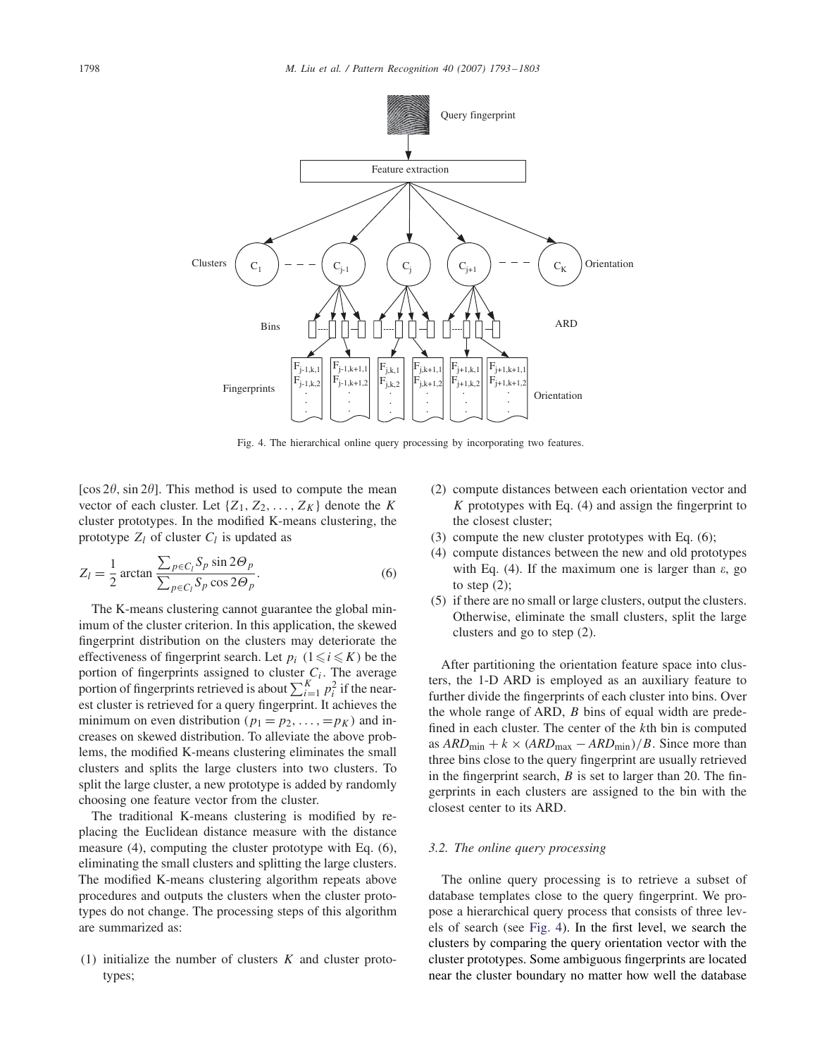Fig. 4. The hierarchical online query processing by incorporating two features.

$[\cos 2\theta, \sin 2\theta]$. This method is used to compute the mean vector of each cluster. Let $\{Z_1, Z_2, \ldots, Z_K\}$ denote the $K$ cluster prototypes. In the modified K-means clustering, the prototype $Z_l$ of cluster $C_l$ is updated as

$$Z_l = \frac{1}{2} \arctan \frac{\sum_{p \in C_l} S_p \sin 2\Theta_p}{\sum_{p \in C_l} S_p \cos 2\Theta_p}. \tag{6}$$

The K-means clustering cannot guarantee the global minimum of the cluster criterion. In this application, the skewed fingerprint distribution on the clusters may deteriorate the effectiveness of fingerprint search. Let $p_i$ $(1 \leqslant i \leqslant K)$ be the portion of fingerprints assigned to cluster $C_i$. The average portion of fingerprints retrieved is about $\sum_{i=1}^{K} p_i^2$ if the nearest cluster is retrieved for a query fingerprint. It achieves the minimum on even distribution $(p_1 = p_2, \ldots, = p_K)$ and increases on skewed distribution. To alleviate the above problems, the modified K-means clustering eliminates the small clusters and splits the large clusters into two clusters. To split the large cluster, a new prototype is added by randomly choosing one feature vector from the cluster.

The traditional K-means clustering is modified by replacing the Euclidean distance measure with the distance measure (4), computing the cluster prototype with Eq. (6), eliminating the small clusters and splitting the large clusters. The modified K-means clustering algorithm repeats above procedures and outputs the clusters when the cluster prototypes do not change. The processing steps of this algorithm are summarized as:

(1) initialize the number of clusters $K$ and cluster prototypes;
(2) compute distances between each orientation vector and $K$ prototypes with Eq. (4) and assign the fingerprint to the closest cluster;
(3) compute the new cluster prototypes with Eq. (6);
(4) compute distances between the new and old prototypes with Eq. (4). If the maximum one is larger than $\varepsilon$, go to step (2);
(5) if there are no small or large clusters, output the clusters. Otherwise, eliminate the small clusters, split the large clusters and go to step (2).

After partitioning the orientation feature space into clusters, the 1-D ARD is employed as an auxiliary feature to further divide the fingerprints of each cluster into bins. Over the whole range of ARD, $B$ bins of equal width are predefined in each cluster. The center of the $k$th bin is computed as $ARD_{\min} + k \times (ARD_{\max} - ARD_{\min})/B$. Since more than three bins close to the query fingerprint are usually retrieved in the fingerprint search, $B$ is set to larger than 20. The fingerprints in each clusters are assigned to the bin with the closest center to its ARD.

### 3.2. The online query processing

The online query processing is to retrieve a subset of database templates close to the query fingerprint. We propose a hierarchical query process that consists of three levels of search (see Fig. 4). In the first level, we search the clusters by comparing the query orientation vector with the cluster prototypes. Some ambiguous fingerprints are located near the cluster boundary no matter how well the database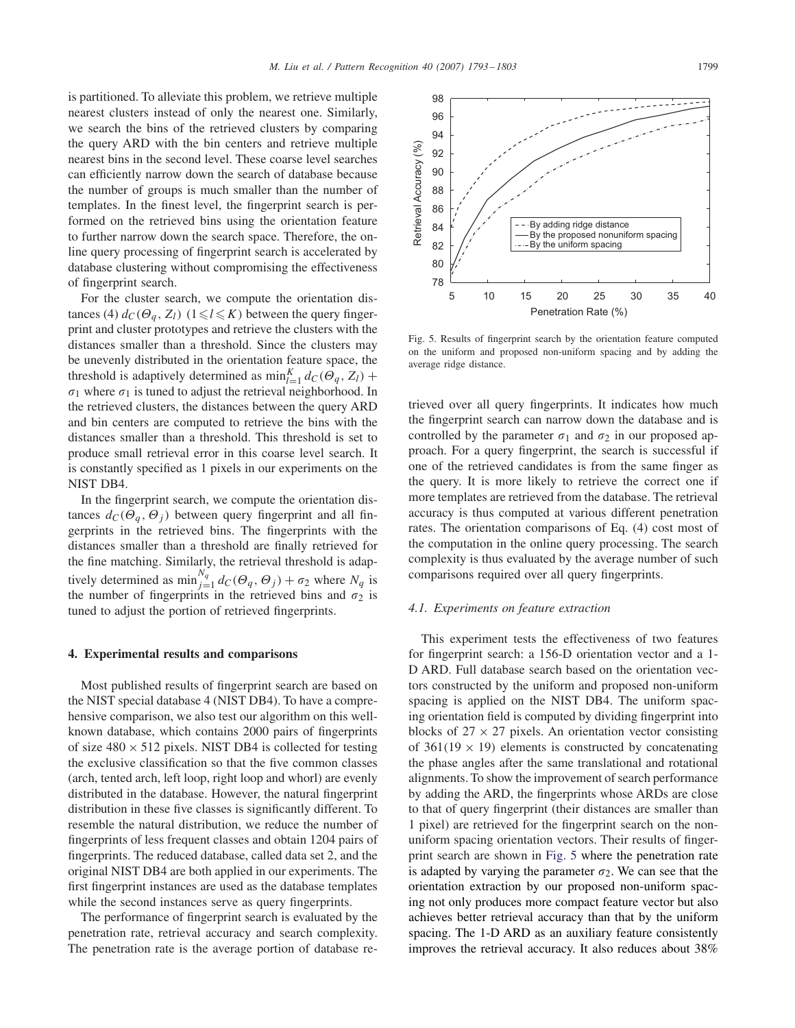is partitioned. To alleviate this problem, we retrieve multiple nearest clusters instead of only the nearest one. Similarly, we search the bins of the retrieved clusters by comparing the query ARD with the bin centers and retrieve multiple nearest bins in the second level. These coarse level searches can efficiently narrow down the search of database because the number of groups is much smaller than the number of templates. In the finest level, the fingerprint search is performed on the retrieved bins using the orientation feature to further narrow down the search space. Therefore, the online query processing of fingerprint search is accelerated by database clustering without compromising the effectiveness of fingerprint search.

For the cluster search, we compute the orientation distances (4) $d_C(\Theta_q, Z_l)$ $(1 \leqslant l \leqslant K)$ between the query fingerprint and cluster prototypes and retrieve the clusters with the distances smaller than a threshold. Since the clusters may be unevenly distributed in the orientation feature space, the threshold is adaptively determined as $\min_{l=1}^{K} d_C(\Theta_q, Z_l) + \sigma_1$ where $\sigma_1$ is tuned to adjust the retrieval neighborhood. In the retrieved clusters, the distances between the query ARD and bin centers are computed to retrieve the bins with the distances smaller than a threshold. This threshold is set to produce small retrieval error in this coarse level search. It is constantly specified as 1 pixels in our experiments on the NIST DB4.

In the fingerprint search, we compute the orientation distances $d_C(\Theta_q, \Theta_j)$ between query fingerprint and all fingerprints in the retrieved bins. The fingerprints with the distances smaller than a threshold are finally retrieved for the fine matching. Similarly, the retrieval threshold is adaptively determined as $\min_{j=1}^{N_q} d_C(\Theta_q, \Theta_j) + \sigma_2$ where $N_q$ is the number of fingerprints in the retrieved bins and $\sigma_2$ is tuned to adjust the portion of retrieved fingerprints.

## 4. Experimental results and comparisons

Most published results of fingerprint search are based on the NIST special database 4 (NIST DB4). To have a comprehensive comparison, we also test our algorithm on this well-known database, which contains 2000 pairs of fingerprints of size $480 \times 512$ pixels. NIST DB4 is collected for testing the exclusive classification so that the five common classes (arch, tented arch, left loop, right loop and whorl) are evenly distributed in the database. However, the natural fingerprint distribution in these five classes is significantly different. To resemble the natural distribution, we reduce the number of fingerprints of less frequent classes and obtain 1204 pairs of fingerprints. The reduced database, called data set 2, and the original NIST DB4 are both applied in our experiments. The first fingerprint instances are used as the database templates while the second instances serve as query fingerprints.

The performance of fingerprint search is evaluated by the penetration rate, retrieval accuracy and search complexity. The penetration rate is the average portion of database retrieved over all query fingerprints. It indicates how much the fingerprint search can narrow down the database and is controlled by the parameter $\sigma_1$ and $\sigma_2$ in our proposed approach. For a query fingerprint, the search is successful if one of the retrieved candidates is from the same finger as the query. It is more likely to retrieve the correct one if more templates are retrieved from the database. The retrieval accuracy is thus computed at various different penetration rates. The orientation comparisons of Eq. (4) cost most of the computation in the online query processing. The search complexity is thus evaluated by the average number of such comparisons required over all query fingerprints.

Fig. 5. Results of fingerprint search by the orientation feature computed on the uniform and proposed non-uniform spacing and by adding the average ridge distance.

### 4.1. Experiments on feature extraction

This experiment tests the effectiveness of two features for fingerprint search: a 156-D orientation vector and a 1-D ARD. Full database search based on the orientation vectors constructed by the uniform and proposed non-uniform spacing is applied on the NIST DB4. The uniform spacing orientation field is computed by dividing fingerprint into blocks of $27 \times 27$ pixels. An orientation vector consisting of $361 (19 \times 19)$ elements is constructed by concatenating the phase angles after the same translational and rotational alignments. To show the improvement of search performance by adding the ARD, the fingerprints whose ARDs are close to that of query fingerprint (their distances are smaller than 1 pixel) are retrieved for the fingerprint search on the non-uniform spacing orientation vectors. Their results of fingerprint search are shown in Fig. 5 where the penetration rate is adapted by varying the parameter $\sigma_2$. We can see that the orientation extraction by our proposed non-uniform spacing not only produces more compact feature vector but also achieves better retrieval accuracy than that by the uniform spacing. The 1-D ARD as an auxiliary feature consistently improves the retrieval accuracy. It also reduces about 38%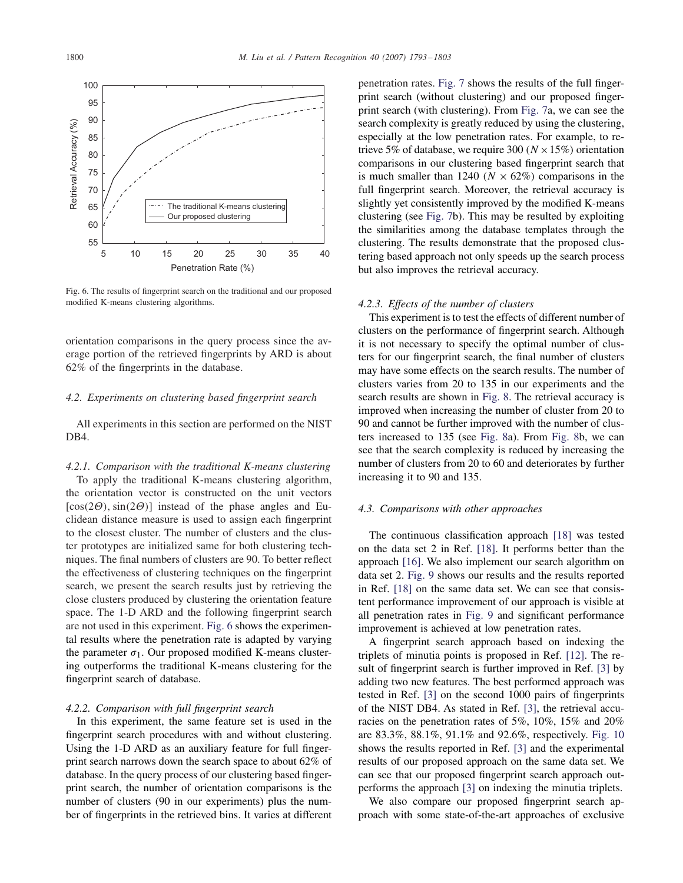Fig. 6. The results of fingerprint search on the traditional and our proposed modified K-means clustering algorithms.

orientation comparisons in the query process since the average portion of the retrieved fingerprints by ARD is about 62% of the fingerprints in the database.

### 4.2. Experiments on clustering based fingerprint search

All experiments in this section are performed on the NIST DB4.

#### 4.2.1. Comparison with the traditional K-means clustering

To apply the traditional K-means clustering algorithm, the orientation vector is constructed on the unit vectors $[\cos(2\Theta), \sin(2\Theta)]$ instead of the phase angles and Euclidean distance measure is used to assign each fingerprint to the closest cluster. The number of clusters and the cluster prototypes are initialized same for both clustering techniques. The final numbers of clusters are 90. To better reflect the effectiveness of clustering techniques on the fingerprint search, we present the search results just by retrieving the close clusters produced by clustering the orientation feature space. The 1-D ARD and the following fingerprint search are not used in this experiment. Fig. 6 shows the experimental results where the penetration rate is adapted by varying the parameter $\sigma_1$. Our proposed modified K-means clustering outperforms the traditional K-means clustering for the fingerprint search of database.

#### 4.2.2. Comparison with full fingerprint search

In this experiment, the same feature set is used in the fingerprint search procedures with and without clustering. Using the 1-D ARD as an auxiliary feature for full fingerprint search narrows down the search space to about 62% of database. In the query process of our clustering based fingerprint search, the number of orientation comparisons is the number of clusters (90 in our experiments) plus the number of fingerprints in the retrieved bins. It varies at different penetration rates. Fig. 7 shows the results of the full fingerprint search (without clustering) and our proposed fingerprint search (with clustering). From Fig. 7a, we can see the search complexity is greatly reduced by using the clustering, especially at the low penetration rates. For example, to retrieve 5% of database, we require 300 ($N \times 15\%$) orientation comparisons in our clustering based fingerprint search that is much smaller than 1240 ($N \times 62\%$) comparisons in the full fingerprint search. Moreover, the retrieval accuracy is slightly yet consistently improved by the modified K-means clustering (see Fig. 7b). This may be resulted by exploiting the similarities among the database templates through the clustering. The results demonstrate that the proposed clustering based approach not only speeds up the search process but also improves the retrieval accuracy.

#### 4.2.3. Effects of the number of clusters

This experiment is to test the effects of different number of clusters on the performance of fingerprint search. Although it is not necessary to specify the optimal number of clusters for our fingerprint search, the final number of clusters may have some effects on the search results. The number of clusters varies from 20 to 135 in our experiments and the search results are shown in Fig. 8. The retrieval accuracy is improved when increasing the number of cluster from 20 to 90 and cannot be further improved with the number of clusters increased to 135 (see Fig. 8a). From Fig. 8b, we can see that the search complexity is reduced by increasing the number of clusters from 20 to 60 and deteriorates by further increasing it to 90 and 135.

### 4.3. Comparisons with other approaches

The continuous classification approach [18] was tested on the data set 2 in Ref. [18]. It performs better than the approach [16]. We also implement our search algorithm on data set 2. Fig. 9 shows our results and the results reported in Ref. [18] on the same data set. We can see that consistent performance improvement of our approach is visible at all penetration rates in Fig. 9 and significant performance improvement is achieved at low penetration rates.

A fingerprint search approach based on indexing the triplets of minutia points is proposed in Ref. [12]. The result of fingerprint search is further improved in Ref. [3] by adding two new features. The best performed approach was tested in Ref. [3] on the second 1000 pairs of fingerprints of the NIST DB4. As stated in Ref. [3], the retrieval accuracies on the penetration rates of 5%, 10%, 15% and 20% are 83.3%, 88.1%, 91.1% and 92.6%, respectively. Fig. 10 shows the results reported in Ref. [3] and the experimental results of our proposed approach on the same data set. We can see that our proposed fingerprint search approach outperforms the approach [3] on indexing the minutia triplets.

We also compare our proposed fingerprint search approach with some state-of-the-art approaches of exclusive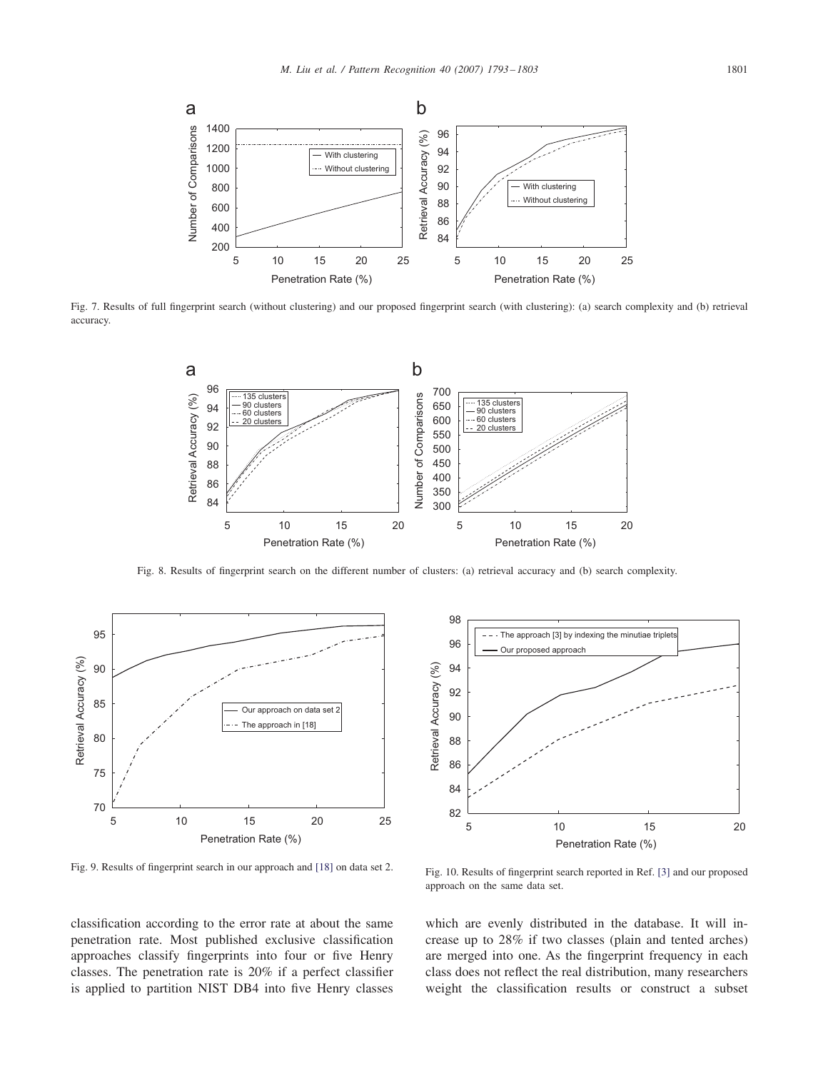Fig. 7. Results of full fingerprint search (without clustering) and our proposed fingerprint search (with clustering): (a) search complexity and (b) retrieval accuracy.

Fig. 8. Results of fingerprint search on the different number of clusters: (a) retrieval accuracy and (b) search complexity.

Fig. 9. Results of fingerprint search in our approach and [18] on data set 2.

Fig. 10. Results of fingerprint search reported in Ref. [3] and our proposed approach on the same data set.

classification according to the error rate at about the same penetration rate. Most published exclusive classification approaches classify fingerprints into four or five Henry classes. The penetration rate is 20% if a perfect classifier is applied to partition NIST DB4 into five Henry classes which are evenly distributed in the database. It will increase up to 28% if two classes (plain and tented arches) are merged into one. As the fingerprint frequency in each class does not reflect the real distribution, many researchers weight the classification results or construct a subset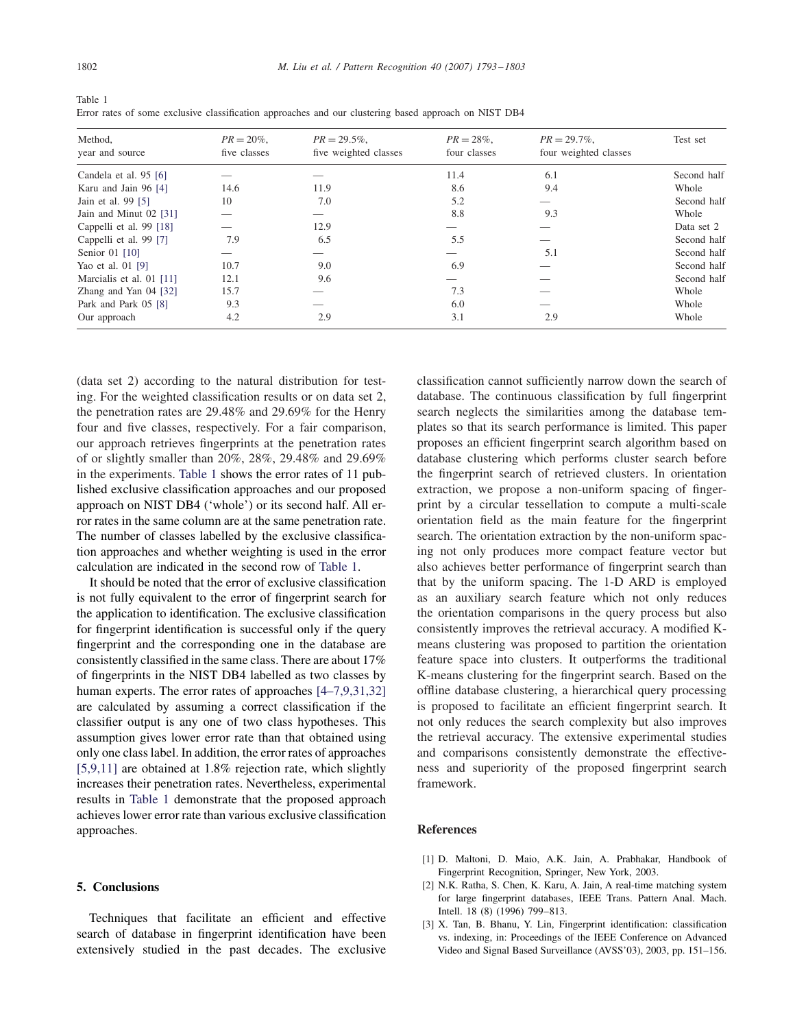Table 1
Error rates of some exclusive classification approaches and our clustering based approach on NIST DB4

| Method, year and source | $PR = 20\%$, five classes | $PR = 29.5\%$, five weighted classes | $PR = 28\%$, four classes | $PR = 29.7\%$, four weighted classes | Test set |
|---|---|---|---|---|---|
| Candela et al. 95 [6] | — | — | 11.4 | 6.1 | Second half |
| Karu and Jain 96 [4] | 14.6 | 11.9 | 8.6 | 9.4 | Whole |
| Jain et al. 99 [5] | 10 | 7.0 | 5.2 | — | Second half |
| Jain and Minut 02 [31] | — | — | 8.8 | 9.3 | Whole |
| Cappelli et al. 99 [18] | — | 12.9 | — | — | Data set 2 |
| Cappelli et al. 99 [7] | 7.9 | 6.5 | 5.5 | — | Second half |
| Senior 01 [10] | — | — | — | 5.1 | Second half |
| Yao et al. 01 [9] | 10.7 | 9.0 | 6.9 | — | Second half |
| Marcialis et al. 01 [11] | 12.1 | 9.6 | — | — | Second half |
| Zhang and Yan 04 [32] | 15.7 | — | 7.3 | — | Whole |
| Park and Park 05 [8] | 9.3 | — | 6.0 | — | Whole |
| Our approach | 4.2 | 2.9 | 3.1 | 2.9 | Whole |

(data set 2) according to the natural distribution for testing. For the weighted classification results or on data set 2, the penetration rates are 29.48% and 29.69% for the Henry four and five classes, respectively. For a fair comparison, our approach retrieves fingerprints at the penetration rates of or slightly smaller than 20%, 28%, 29.48% and 29.69% in the experiments. Table 1 shows the error rates of 11 published exclusive classification approaches and our proposed approach on NIST DB4 ('whole') or its second half. All error rates in the same column are at the same penetration rate. The number of classes labelled by the exclusive classification approaches and whether weighting is used in the error calculation are indicated in the second row of Table 1.

It should be noted that the error of exclusive classification is not fully equivalent to the error of fingerprint search for the application to identification. The exclusive classification for fingerprint identification is successful only if the query fingerprint and the corresponding one in the database are consistently classified in the same class. There are about 17% of fingerprints in the NIST DB4 labelled as two classes by human experts. The error rates of approaches [4–7,9,31,32] are calculated by assuming a correct classification if the classifier output is any one of two class hypotheses. This assumption gives lower error rate than that obtained using only one class label. In addition, the error rates of approaches [5,9,11] are obtained at 1.8% rejection rate, which slightly increases their penetration rates. Nevertheless, experimental results in Table 1 demonstrate that the proposed approach achieves lower error rate than various exclusive classification approaches.

## 5. Conclusions

Techniques that facilitate an efficient and effective search of database in fingerprint identification have been extensively studied in the past decades. The exclusive classification cannot sufficiently narrow down the search of database. The continuous classification by full fingerprint search neglects the similarities among the database templates so that its search performance is limited. This paper proposes an efficient fingerprint search algorithm based on database clustering which performs cluster search before the fingerprint search of retrieved clusters. In orientation extraction, we propose a non-uniform spacing of fingerprint by a circular tessellation to compute a multi-scale orientation field as the main feature for the fingerprint search. The orientation extraction by the non-uniform spacing not only produces more compact feature vector but also achieves better performance of fingerprint search than that by the uniform spacing. The 1-D ARD is employed as an auxiliary search feature which not only reduces the orientation comparisons in the query process but also consistently improves the retrieval accuracy. A modified K-means clustering was proposed to partition the orientation feature space into clusters. It outperforms the traditional K-means clustering for the fingerprint search. Based on the offline database clustering, a hierarchical query processing is proposed to facilitate an efficient fingerprint search. It not only reduces the search complexity but also improves the retrieval accuracy. The extensive experimental studies and comparisons consistently demonstrate the effectiveness and superiority of the proposed fingerprint search framework.

## References

[1] D. Maltoni, D. Maio, A.K. Jain, A. Prabhakar, Handbook of Fingerprint Recognition, Springer, New York, 2003.

[2] N.K. Ratha, S. Chen, K. Karu, A. Jain, A real-time matching system for large fingerprint databases, IEEE Trans. Pattern Anal. Mach. Intell. 18 (8) (1996) 799–813.

[3] X. Tan, B. Bhanu, Y. Lin, Fingerprint identification: classification vs. indexing, in: Proceedings of the IEEE Conference on Advanced Video and Signal Based Surveillance (AVSS'03), 2003, pp. 151–156.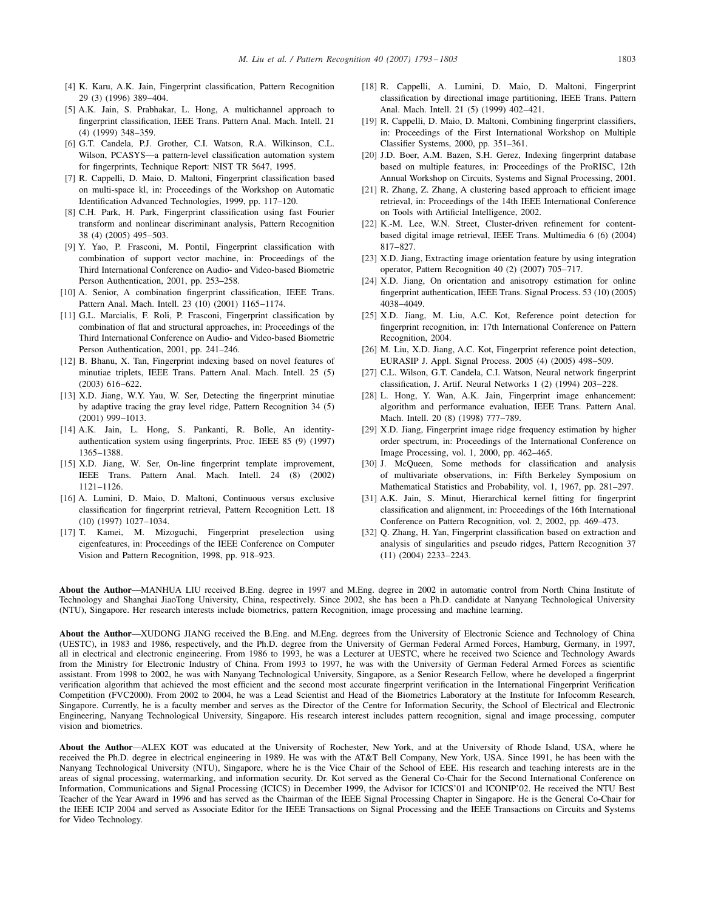[4] K. Karu, A.K. Jain, Fingerprint classification, Pattern Recognition 29 (3) (1996) 389–404.

[5] A.K. Jain, S. Prabhakar, L. Hong, A multichannel approach to fingerprint classification, IEEE Trans. Pattern Anal. Mach. Intell. 21 (4) (1999) 348–359.

[6] G.T. Candela, P.J. Grother, C.I. Watson, R.A. Wilkinson, C.L. Wilson, PCASYS—a pattern-level classification automation system for fingerprints, Technique Report: NIST TR 5647, 1995.

[7] R. Cappelli, D. Maio, D. Maltoni, Fingerprint classification based on multi-space kl, in: Proceedings of the Workshop on Automatic Identification Advanced Technologies, 1999, pp. 117–120.

[8] C.H. Park, H. Park, Fingerprint classification using fast Fourier transform and nonlinear discriminant analysis, Pattern Recognition 38 (4) (2005) 495–503.

[9] Y. Yao, P. Frasconi, M. Pontil, Fingerprint classification with combination of support vector machine, in: Proceedings of the Third International Conference on Audio- and Video-based Biometric Person Authentication, 2001, pp. 253–258.

[10] A. Senior, A combination fingerprint classification, IEEE Trans. Pattern Anal. Mach. Intell. 23 (10) (2001) 1165–1174.

[11] G.L. Marcialis, F. Roli, P. Frasconi, Fingerprint classification by combination of flat and structural approaches, in: Proceedings of the Third International Conference on Audio- and Video-based Biometric Person Authentication, 2001, pp. 241–246.

[12] B. Bhanu, X. Tan, Fingerprint indexing based on novel features of minutiae triplets, IEEE Trans. Pattern Anal. Mach. Intell. 25 (5) (2003) 616–622.

[13] X.D. Jiang, W.Y. Yau, W. Ser, Detecting the fingerprint minutiae by adaptive tracing the gray level ridge, Pattern Recognition 34 (5) (2001) 999–1013.

[14] A.K. Jain, L. Hong, S. Pankanti, R. Bolle, An identity-authentication system using fingerprints, Proc. IEEE 85 (9) (1997) 1365–1388.

[15] X.D. Jiang, W. Ser, On-line fingerprint template improvement, IEEE Trans. Pattern Anal. Mach. Intell. 24 (8) (2002) 1121–1126.

[16] A. Lumini, D. Maio, D. Maltoni, Continuous versus exclusive classification for fingerprint retrieval, Pattern Recognition Lett. 18 (10) (1997) 1027–1034.

[17] T. Kamei, M. Mizoguchi, Fingerprint preselection using eigenfeatures, in: Proceedings of the IEEE Conference on Computer Vision and Pattern Recognition, 1998, pp. 918–923.

[18] R. Cappelli, A. Lumini, D. Maio, D. Maltoni, Fingerprint classification by directional image partitioning, IEEE Trans. Pattern Anal. Mach. Intell. 21 (5) (1999) 402–421.

[19] R. Cappelli, D. Maio, D. Maltoni, Combining fingerprint classifiers, in: Proceedings of the First International Workshop on Multiple Classifier Systems, 2000, pp. 351–361.

[20] J.D. Boer, A.M. Bazen, S.H. Gerez, Indexing fingerprint database based on multiple features, in: Proceedings of the ProRISC, 12th Annual Workshop on Circuits, Systems and Signal Processing, 2001.

[21] R. Zhang, Z. Zhang, A clustering based approach to efficient image retrieval, in: Proceedings of the 14th IEEE International Conference on Tools with Artificial Intelligence, 2002.

[22] K.-M. Lee, W.N. Street, Cluster-driven refinement for content-based digital image retrieval, IEEE Trans. Multimedia 6 (6) (2004) 817–827.

[23] X.D. Jiang, Extracting image orientation feature by using integration operator, Pattern Recognition 40 (2) (2007) 705–717.

[24] X.D. Jiang, On orientation and anisotropy estimation for online fingerprint authentication, IEEE Trans. Signal Process. 53 (10) (2005) 4038–4049.

[25] X.D. Jiang, M. Liu, A.C. Kot, Reference point detection for fingerprint recognition, in: 17th International Conference on Pattern Recognition, 2004.

[26] M. Liu, X.D. Jiang, A.C. Kot, Fingerprint reference point detection, EURASIP J. Appl. Signal Process. 2005 (4) (2005) 498–509.

[27] C.L. Wilson, G.T. Candela, C.I. Watson, Neural network fingerprint classification, J. Artif. Neural Networks 1 (2) (1994) 203–228.

[28] L. Hong, Y. Wan, A.K. Jain, Fingerprint image enhancement: algorithm and performance evaluation, IEEE Trans. Pattern Anal. Mach. Intell. 20 (8) (1998) 777–789.

[29] X.D. Jiang, Fingerprint image ridge frequency estimation by higher order spectrum, in: Proceedings of the International Conference on Image Processing, vol. 1, 2000, pp. 462–465.

[30] J. McQueen, Some methods for classification and analysis of multivariate observations, in: Fifth Berkeley Symposium on Mathematical Statistics and Probability, vol. 1, 1967, pp. 281–297.

[31] A.K. Jain, S. Minut, Hierarchical kernel fitting for fingerprint classification and alignment, in: Proceedings of the 16th International Conference on Pattern Recognition, vol. 2, 2002, pp. 469–473.

[32] Q. Zhang, H. Yan, Fingerprint classification based on extraction and analysis of singularities and pseudo ridges, Pattern Recognition 37 (11) (2004) 2233–2243.

**About the Author**—MANHUA LIU received B.Eng. degree in 1997 and M.Eng. degree in 2002 in automatic control from North China Institute of Technology and Shanghai JiaoTong University, China, respectively. Since 2002, she has been a Ph.D. candidate at Nanyang Technological University (NTU), Singapore. Her research interests include biometrics, pattern Recognition, image processing and machine learning.

**About the Author**—XUDONG JIANG received the B.Eng. and M.Eng. degrees from the University of Electronic Science and Technology of China (UESTC), in 1983 and 1986, respectively, and the Ph.D. degree from the University of German Federal Armed Forces, Hamburg, Germany, in 1997, all in electrical and electronic engineering. From 1986 to 1993, he was a Lecturer at UESTC, where he received two Science and Technology Awards from the Ministry for Electronic Industry of China. From 1993 to 1997, he was with the University of German Federal Armed Forces as scientific assistant. From 1998 to 2002, he was with Nanyang Technological University, Singapore, as a Senior Research Fellow, where he developed a fingerprint verification algorithm that achieved the most efficient and the second most accurate fingerprint verification in the International Fingerprint Verification Competition (FVC2000). From 2002 to 2004, he was a Lead Scientist and Head of the Biometrics Laboratory at the Institute for Infocomm Research, Singapore. Currently, he is a faculty member and serves as the Director of the Centre for Information Security, the School of Electrical and Electronic Engineering, Nanyang Technological University, Singapore. His research interest includes pattern recognition, signal and image processing, computer vision and biometrics.

**About the Author**—ALEX KOT was educated at the University of Rochester, New York, and at the University of Rhode Island, USA, where he received the Ph.D. degree in electrical engineering in 1989. He was with the AT&T Bell Company, New York, USA. Since 1991, he has been with the Nanyang Technological University (NTU), Singapore, where he is the Vice Chair of the School of EEE. His research and teaching interests are in the areas of signal processing, watermarking, and information security. Dr. Kot served as the General Co-Chair for the Second International Conference on Information, Communications and Signal Processing (ICICS) in December 1999, the Advisor for ICICS'01 and ICONIP'02. He received the NTU Best Teacher of the Year Award in 1996 and has served as the Chairman of the IEEE Signal Processing Chapter in Singapore. He is the General Co-Chair for the IEEE ICIP 2004 and served as Associate Editor for the IEEE Transactions on Signal Processing and the IEEE Transactions on Circuits and Systems for Video Technology.